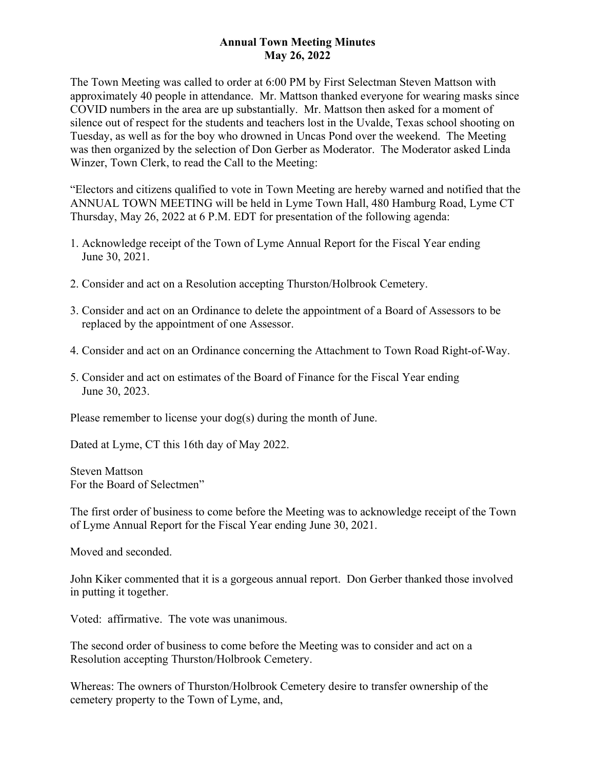# Annual Town Meeting Minutes
## May 26, 2022

The Town Meeting was called to order at 6:00 PM by First Selectman Steven Mattson with approximately 40 people in attendance. Mr. Mattson thanked everyone for wearing masks since COVID numbers in the area are up substantially. Mr. Mattson then asked for a moment of silence out of respect for the students and teachers lost in the Uvalde, Texas school shooting on Tuesday, as well as for the boy who drowned in Uncas Pond over the weekend. The Meeting was then organized by the selection of Don Gerber as Moderator. The Moderator asked Linda Winzer, Town Clerk, to read the Call to the Meeting:

"Electors and citizens qualified to vote in Town Meeting are hereby warned and notified that the ANNUAL TOWN MEETING will be held in Lyme Town Hall, 480 Hamburg Road, Lyme CT Thursday, May 26, 2022 at 6 P.M. EDT for presentation of the following agenda:

1. Acknowledge receipt of the Town of Lyme Annual Report for the Fiscal Year ending June 30, 2021.

2. Consider and act on a Resolution accepting Thurston/Holbrook Cemetery.

3. Consider and act on an Ordinance to delete the appointment of a Board of Assessors to be replaced by the appointment of one Assessor.

4. Consider and act on an Ordinance concerning the Attachment to Town Road Right-of-Way.

5. Consider and act on estimates of the Board of Finance for the Fiscal Year ending June 30, 2023.

Please remember to license your dog(s) during the month of June.

Dated at Lyme, CT this 16th day of May 2022.

Steven Mattson
For the Board of Selectmen"

The first order of business to come before the Meeting was to acknowledge receipt of the Town of Lyme Annual Report for the Fiscal Year ending June 30, 2021.

Moved and seconded.

John Kiker commented that it is a gorgeous annual report. Don Gerber thanked those involved in putting it together.

Voted: affirmative. The vote was unanimous.

The second order of business to come before the Meeting was to consider and act on a Resolution accepting Thurston/Holbrook Cemetery.

Whereas: The owners of Thurston/Holbrook Cemetery desire to transfer ownership of the cemetery property to the Town of Lyme, and,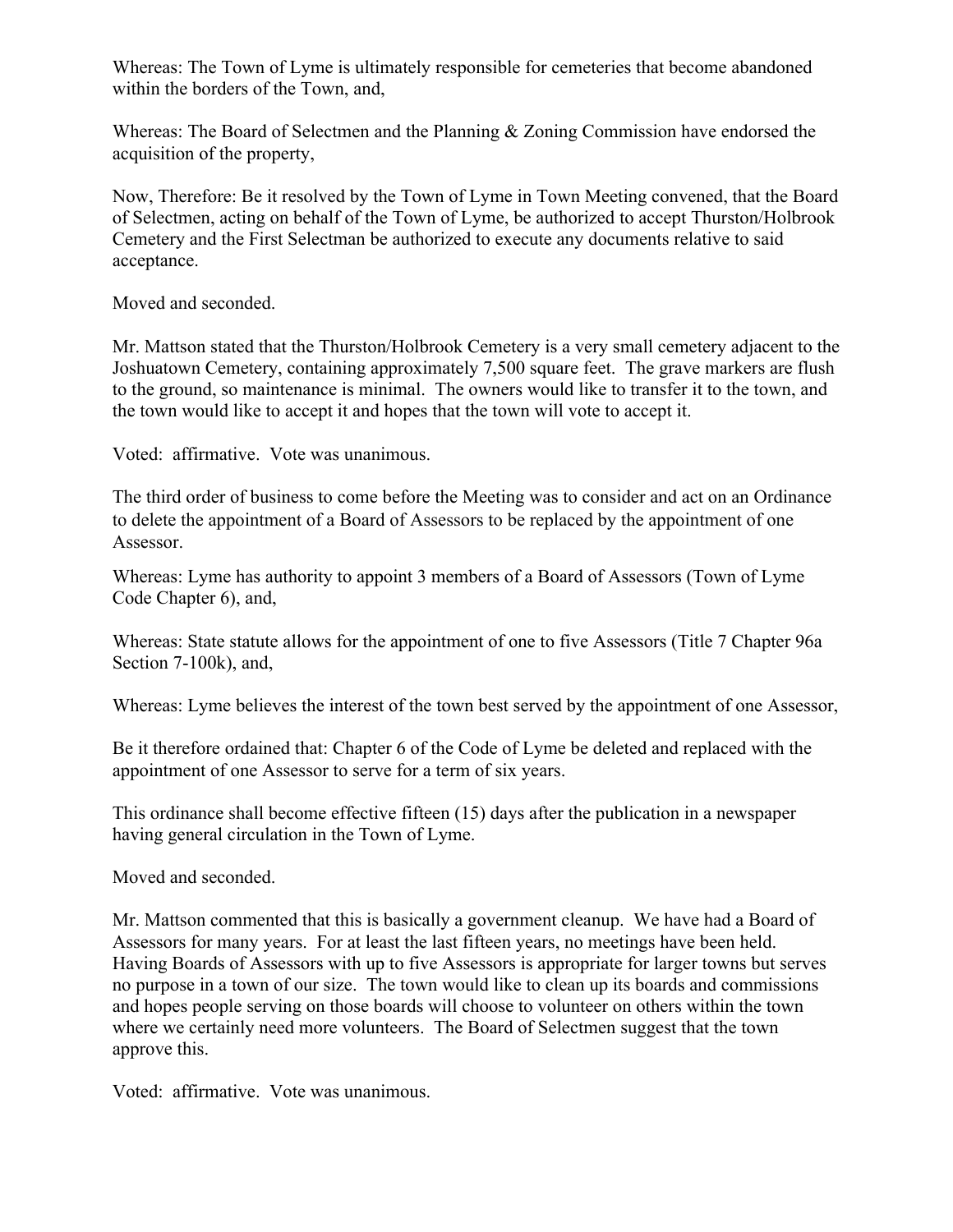Whereas: The Town of Lyme is ultimately responsible for cemeteries that become abandoned within the borders of the Town, and,

Whereas: The Board of Selectmen and the Planning & Zoning Commission have endorsed the acquisition of the property,

Now, Therefore: Be it resolved by the Town of Lyme in Town Meeting convened, that the Board of Selectmen, acting on behalf of the Town of Lyme, be authorized to accept Thurston/Holbrook Cemetery and the First Selectman be authorized to execute any documents relative to said acceptance.

Moved and seconded.

Mr. Mattson stated that the Thurston/Holbrook Cemetery is a very small cemetery adjacent to the Joshuatown Cemetery, containing approximately 7,500 square feet. The grave markers are flush to the ground, so maintenance is minimal. The owners would like to transfer it to the town, and the town would like to accept it and hopes that the town will vote to accept it.

Voted: affirmative. Vote was unanimous.

The third order of business to come before the Meeting was to consider and act on an Ordinance to delete the appointment of a Board of Assessors to be replaced by the appointment of one Assessor.

Whereas: Lyme has authority to appoint 3 members of a Board of Assessors (Town of Lyme Code Chapter 6), and,

Whereas: State statute allows for the appointment of one to five Assessors (Title 7 Chapter 96a Section 7-100k), and,

Whereas: Lyme believes the interest of the town best served by the appointment of one Assessor,

Be it therefore ordained that: Chapter 6 of the Code of Lyme be deleted and replaced with the appointment of one Assessor to serve for a term of six years.

This ordinance shall become effective fifteen (15) days after the publication in a newspaper having general circulation in the Town of Lyme.

Moved and seconded.

Mr. Mattson commented that this is basically a government cleanup. We have had a Board of Assessors for many years. For at least the last fifteen years, no meetings have been held. Having Boards of Assessors with up to five Assessors is appropriate for larger towns but serves no purpose in a town of our size. The town would like to clean up its boards and commissions and hopes people serving on those boards will choose to volunteer on others within the town where we certainly need more volunteers. The Board of Selectmen suggest that the town approve this.

Voted: affirmative. Vote was unanimous.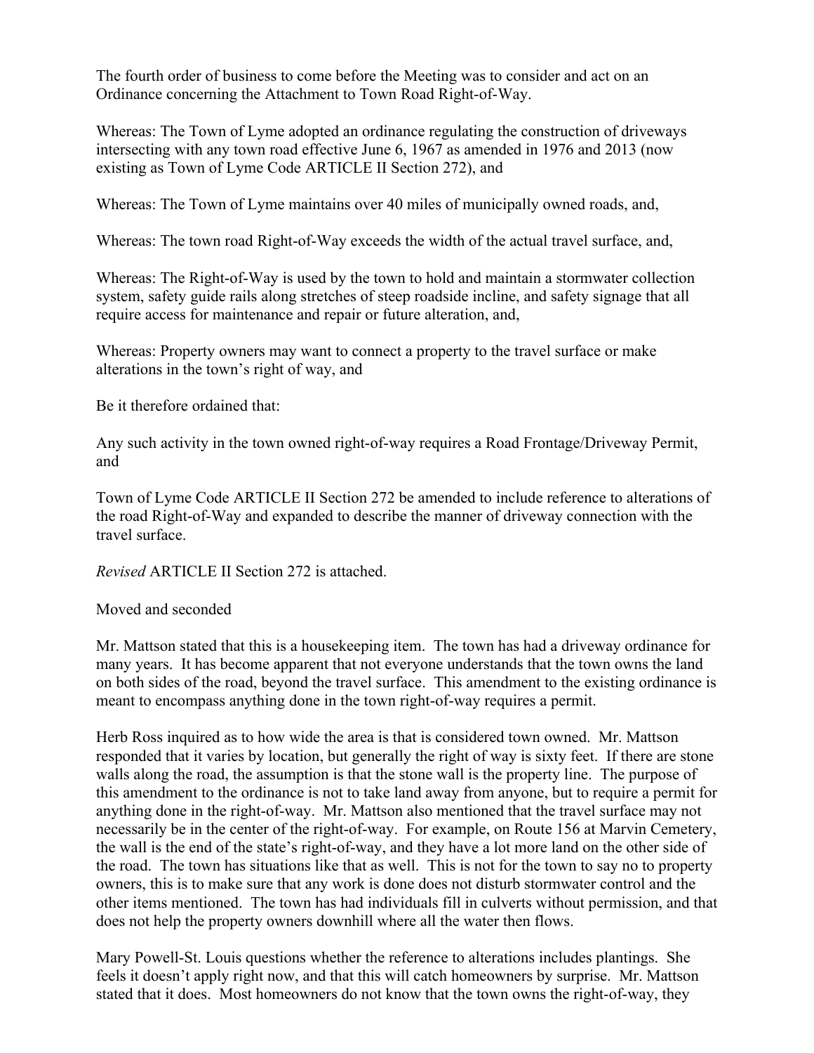The fourth order of business to come before the Meeting was to consider and act on an Ordinance concerning the Attachment to Town Road Right-of-Way.

Whereas: The Town of Lyme adopted an ordinance regulating the construction of driveways intersecting with any town road effective June 6, 1967 as amended in 1976 and 2013 (now existing as Town of Lyme Code ARTICLE II Section 272), and

Whereas: The Town of Lyme maintains over 40 miles of municipally owned roads, and,

Whereas: The town road Right-of-Way exceeds the width of the actual travel surface, and,

Whereas: The Right-of-Way is used by the town to hold and maintain a stormwater collection system, safety guide rails along stretches of steep roadside incline, and safety signage that all require access for maintenance and repair or future alteration, and,

Whereas: Property owners may want to connect a property to the travel surface or make alterations in the town's right of way, and

Be it therefore ordained that:

Any such activity in the town owned right-of-way requires a Road Frontage/Driveway Permit, and

Town of Lyme Code ARTICLE II Section 272 be amended to include reference to alterations of the road Right-of-Way and expanded to describe the manner of driveway connection with the travel surface.

*Revised* ARTICLE II Section 272 is attached.

Moved and seconded

Mr. Mattson stated that this is a housekeeping item. The town has had a driveway ordinance for many years. It has become apparent that not everyone understands that the town owns the land on both sides of the road, beyond the travel surface. This amendment to the existing ordinance is meant to encompass anything done in the town right-of-way requires a permit.

Herb Ross inquired as to how wide the area is that is considered town owned. Mr. Mattson responded that it varies by location, but generally the right of way is sixty feet. If there are stone walls along the road, the assumption is that the stone wall is the property line. The purpose of this amendment to the ordinance is not to take land away from anyone, but to require a permit for anything done in the right-of-way. Mr. Mattson also mentioned that the travel surface may not necessarily be in the center of the right-of-way. For example, on Route 156 at Marvin Cemetery, the wall is the end of the state's right-of-way, and they have a lot more land on the other side of the road. The town has situations like that as well. This is not for the town to say no to property owners, this is to make sure that any work is done does not disturb stormwater control and the other items mentioned. The town has had individuals fill in culverts without permission, and that does not help the property owners downhill where all the water then flows.

Mary Powell-St. Louis questions whether the reference to alterations includes plantings. She feels it doesn't apply right now, and that this will catch homeowners by surprise. Mr. Mattson stated that it does. Most homeowners do not know that the town owns the right-of-way, they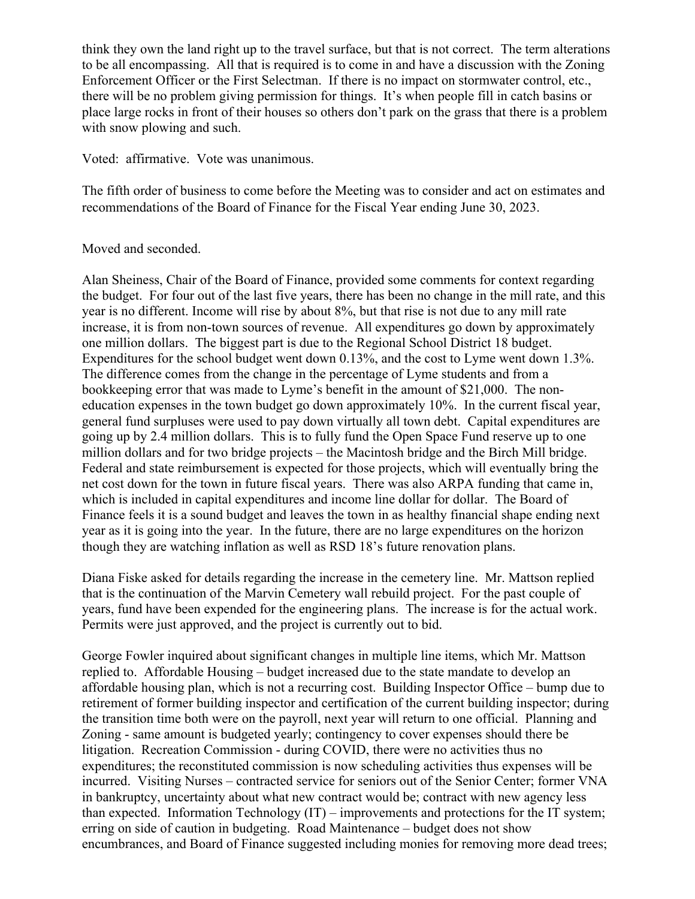think they own the land right up to the travel surface, but that is not correct. The term alterations to be all encompassing. All that is required is to come in and have a discussion with the Zoning Enforcement Officer or the First Selectman. If there is no impact on stormwater control, etc., there will be no problem giving permission for things. It's when people fill in catch basins or place large rocks in front of their houses so others don't park on the grass that there is a problem with snow plowing and such.

Voted: affirmative. Vote was unanimous.

The fifth order of business to come before the Meeting was to consider and act on estimates and recommendations of the Board of Finance for the Fiscal Year ending June 30, 2023.

Moved and seconded.

Alan Sheiness, Chair of the Board of Finance, provided some comments for context regarding the budget. For four out of the last five years, there has been no change in the mill rate, and this year is no different. Income will rise by about 8%, but that rise is not due to any mill rate increase, it is from non-town sources of revenue. All expenditures go down by approximately one million dollars. The biggest part is due to the Regional School District 18 budget. Expenditures for the school budget went down 0.13%, and the cost to Lyme went down 1.3%. The difference comes from the change in the percentage of Lyme students and from a bookkeeping error that was made to Lyme's benefit in the amount of $21,000. The non-education expenses in the town budget go down approximately 10%. In the current fiscal year, general fund surpluses were used to pay down virtually all town debt. Capital expenditures are going up by 2.4 million dollars. This is to fully fund the Open Space Fund reserve up to one million dollars and for two bridge projects – the Macintosh bridge and the Birch Mill bridge. Federal and state reimbursement is expected for those projects, which will eventually bring the net cost down for the town in future fiscal years. There was also ARPA funding that came in, which is included in capital expenditures and income line dollar for dollar. The Board of Finance feels it is a sound budget and leaves the town in as healthy financial shape ending next year as it is going into the year. In the future, there are no large expenditures on the horizon though they are watching inflation as well as RSD 18's future renovation plans.

Diana Fiske asked for details regarding the increase in the cemetery line. Mr. Mattson replied that is the continuation of the Marvin Cemetery wall rebuild project. For the past couple of years, fund have been expended for the engineering plans. The increase is for the actual work. Permits were just approved, and the project is currently out to bid.

George Fowler inquired about significant changes in multiple line items, which Mr. Mattson replied to. Affordable Housing – budget increased due to the state mandate to develop an affordable housing plan, which is not a recurring cost. Building Inspector Office – bump due to retirement of former building inspector and certification of the current building inspector; during the transition time both were on the payroll, next year will return to one official. Planning and Zoning - same amount is budgeted yearly; contingency to cover expenses should there be litigation. Recreation Commission - during COVID, there were no activities thus no expenditures; the reconstituted commission is now scheduling activities thus expenses will be incurred. Visiting Nurses – contracted service for seniors out of the Senior Center; former VNA in bankruptcy, uncertainty about what new contract would be; contract with new agency less than expected. Information Technology (IT) – improvements and protections for the IT system; erring on side of caution in budgeting. Road Maintenance – budget does not show encumbrances, and Board of Finance suggested including monies for removing more dead trees;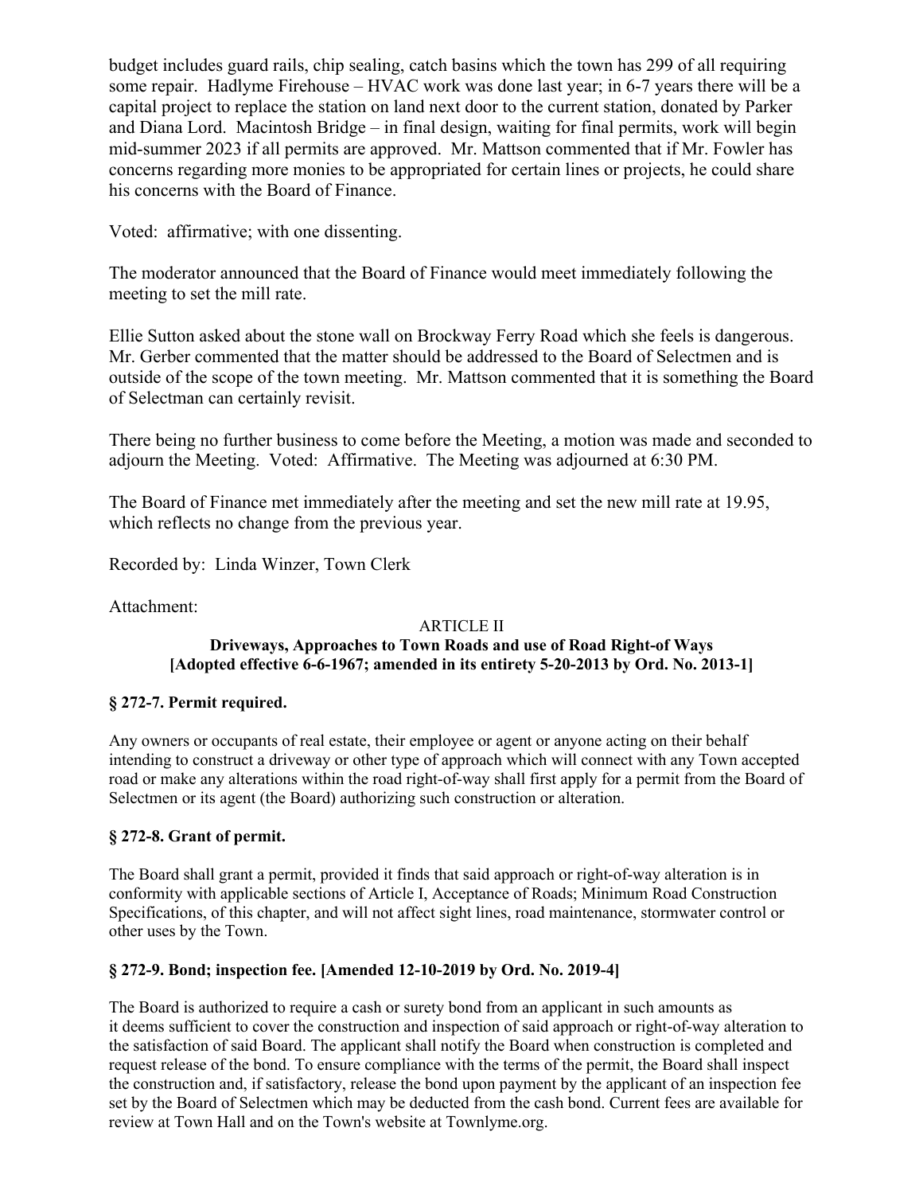budget includes guard rails, chip sealing, catch basins which the town has 299 of all requiring some repair. Hadlyme Firehouse – HVAC work was done last year; in 6-7 years there will be a capital project to replace the station on land next door to the current station, donated by Parker and Diana Lord. Macintosh Bridge – in final design, waiting for final permits, work will begin mid-summer 2023 if all permits are approved. Mr. Mattson commented that if Mr. Fowler has concerns regarding more monies to be appropriated for certain lines or projects, he could share his concerns with the Board of Finance.

Voted: affirmative; with one dissenting.

The moderator announced that the Board of Finance would meet immediately following the meeting to set the mill rate.

Ellie Sutton asked about the stone wall on Brockway Ferry Road which she feels is dangerous. Mr. Gerber commented that the matter should be addressed to the Board of Selectmen and is outside of the scope of the town meeting. Mr. Mattson commented that it is something the Board of Selectman can certainly revisit.

There being no further business to come before the Meeting, a motion was made and seconded to adjourn the Meeting. Voted: Affirmative. The Meeting was adjourned at 6:30 PM.

The Board of Finance met immediately after the meeting and set the new mill rate at 19.95, which reflects no change from the previous year.

Recorded by: Linda Winzer, Town Clerk

Attachment:

ARTICLE II

**Driveways, Approaches to Town Roads and use of Road Right-of Ways**
**[Adopted effective 6-6-1967; amended in its entirety 5-20-2013 by Ord. No. 2013-1]**

### § 272-7. Permit required.

Any owners or occupants of real estate, their employee or agent or anyone acting on their behalf intending to construct a driveway or other type of approach which will connect with any Town accepted road or make any alterations within the road right-of-way shall first apply for a permit from the Board of Selectmen or its agent (the Board) authorizing such construction or alteration.

### § 272-8. Grant of permit.

The Board shall grant a permit, provided it finds that said approach or right-of-way alteration is in conformity with applicable sections of Article I, Acceptance of Roads; Minimum Road Construction Specifications, of this chapter, and will not affect sight lines, road maintenance, stormwater control or other uses by the Town.

### § 272-9. Bond; inspection fee. [Amended 12-10-2019 by Ord. No. 2019-4]

The Board is authorized to require a cash or surety bond from an applicant in such amounts as it deems sufficient to cover the construction and inspection of said approach or right-of-way alteration to the satisfaction of said Board. The applicant shall notify the Board when construction is completed and request release of the bond. To ensure compliance with the terms of the permit, the Board shall inspect the construction and, if satisfactory, release the bond upon payment by the applicant of an inspection fee set by the Board of Selectmen which may be deducted from the cash bond. Current fees are available for review at Town Hall and on the Town's website at Townlyme.org.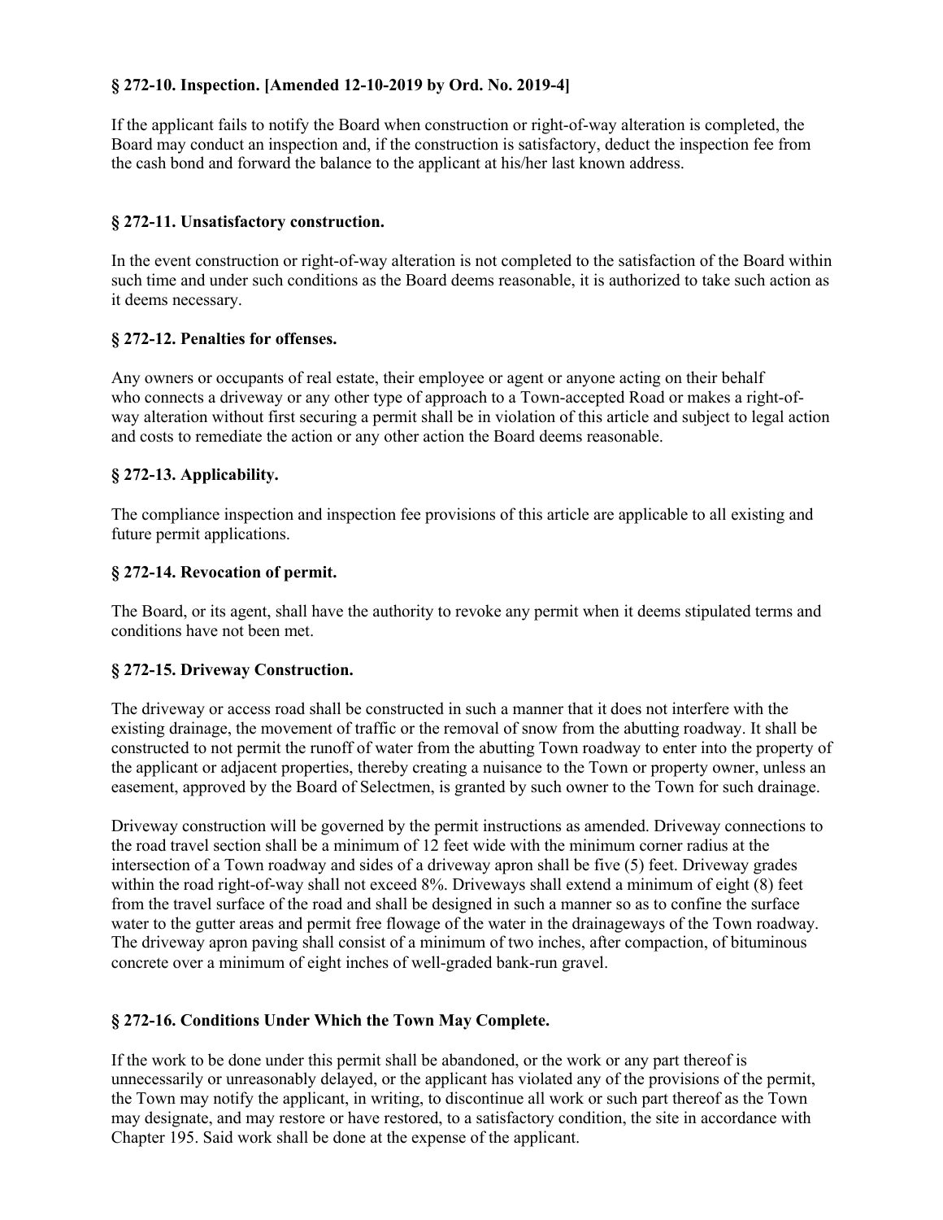**§ 272-10. Inspection. [Amended 12-10-2019 by Ord. No. 2019-4]**

If the applicant fails to notify the Board when construction or right-of-way alteration is completed, the Board may conduct an inspection and, if the construction is satisfactory, deduct the inspection fee from the cash bond and forward the balance to the applicant at his/her last known address.

**§ 272-11. Unsatisfactory construction.**

In the event construction or right-of-way alteration is not completed to the satisfaction of the Board within such time and under such conditions as the Board deems reasonable, it is authorized to take such action as it deems necessary.

**§ 272-12. Penalties for offenses.**

Any owners or occupants of real estate, their employee or agent or anyone acting on their behalf who connects a driveway or any other type of approach to a Town-accepted Road or makes a right-of-way alteration without first securing a permit shall be in violation of this article and subject to legal action and costs to remediate the action or any other action the Board deems reasonable.

**§ 272-13. Applicability.**

The compliance inspection and inspection fee provisions of this article are applicable to all existing and future permit applications.

**§ 272-14. Revocation of permit.**

The Board, or its agent, shall have the authority to revoke any permit when it deems stipulated terms and conditions have not been met.

**§ 272-15. Driveway Construction.**

The driveway or access road shall be constructed in such a manner that it does not interfere with the existing drainage, the movement of traffic or the removal of snow from the abutting roadway. It shall be constructed to not permit the runoff of water from the abutting Town roadway to enter into the property of the applicant or adjacent properties, thereby creating a nuisance to the Town or property owner, unless an easement, approved by the Board of Selectmen, is granted by such owner to the Town for such drainage.

Driveway construction will be governed by the permit instructions as amended. Driveway connections to the road travel section shall be a minimum of 12 feet wide with the minimum corner radius at the intersection of a Town roadway and sides of a driveway apron shall be five (5) feet. Driveway grades within the road right-of-way shall not exceed 8%. Driveways shall extend a minimum of eight (8) feet from the travel surface of the road and shall be designed in such a manner so as to confine the surface water to the gutter areas and permit free flowage of the water in the drainageways of the Town roadway. The driveway apron paving shall consist of a minimum of two inches, after compaction, of bituminous concrete over a minimum of eight inches of well-graded bank-run gravel.

**§ 272-16. Conditions Under Which the Town May Complete.**

If the work to be done under this permit shall be abandoned, or the work or any part thereof is unnecessarily or unreasonably delayed, or the applicant has violated any of the provisions of the permit, the Town may notify the applicant, in writing, to discontinue all work or such part thereof as the Town may designate, and may restore or have restored, to a satisfactory condition, the site in accordance with Chapter 195. Said work shall be done at the expense of the applicant.